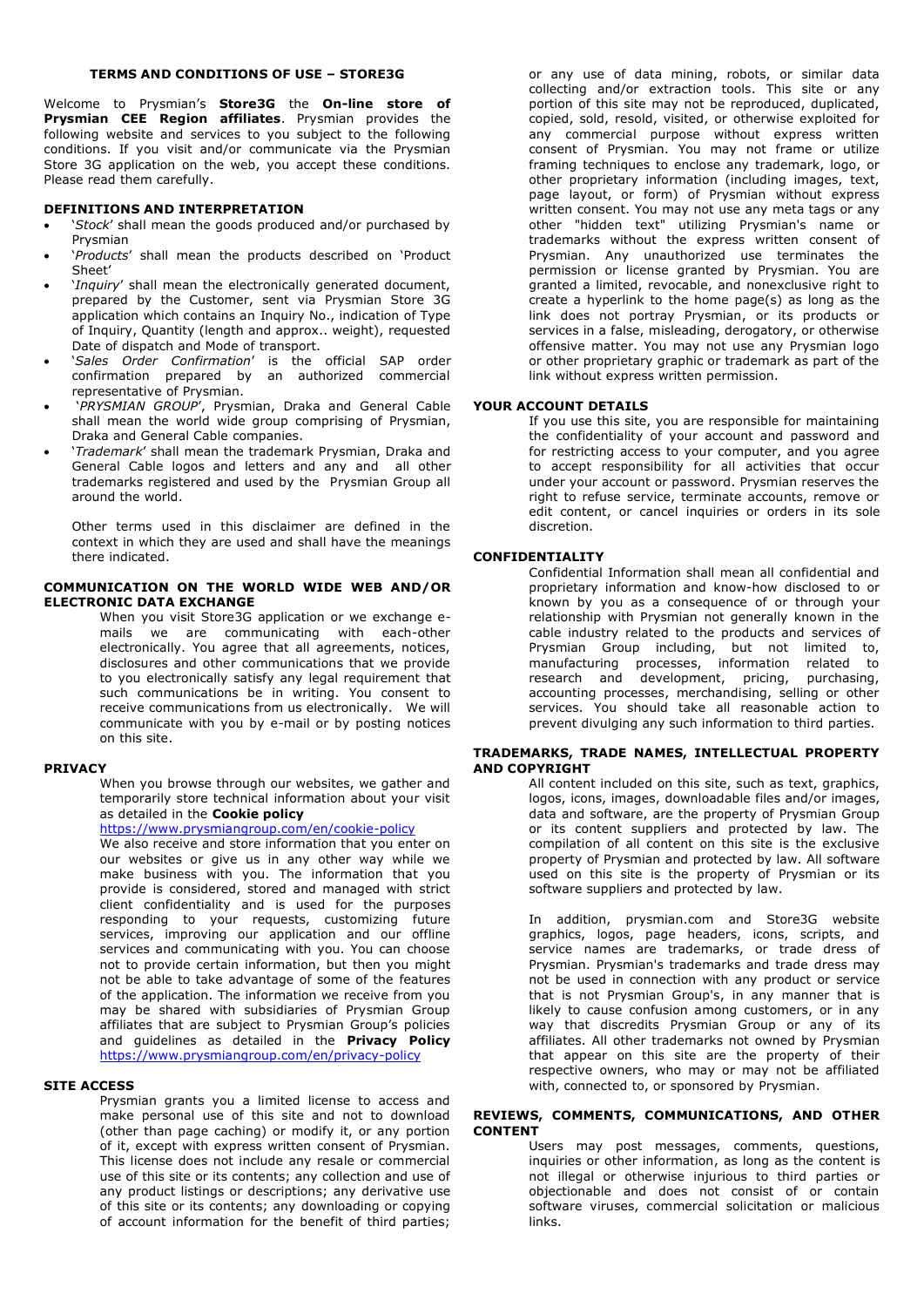# TERMS AND CONDITIONS OF USE – STORE3G

Welcome to Prysmian's **Store3G** the **On-line store of Prysmian CEE Region affiliates**. Prysmian provides the following website and services to you subject to the following conditions. If you visit and/or communicate via the Prysmian Store 3G application on the web, you accept these conditions. Please read them carefully.

## DEFINITIONS AND INTERPRETATION

- '*Stock*' shall mean the goods produced and/or purchased by Prysmian
- '*Products*' shall mean the products described on 'Product Sheet'
- '*Inquiry*' shall mean the electronically generated document, prepared by the Customer, sent via Prysmian Store 3G application which contains an Inquiry No., indication of Type of Inquiry, Quantity (length and approx.. weight), requested Date of dispatch and Mode of transport.
- '*Sales Order Confirmation*' is the official SAP order confirmation prepared by an authorized commercial representative of Prysmian.
- '*PRYSMIAN GROUP*', Prysmian, Draka and General Cable shall mean the world wide group comprising of Prysmian, Draka and General Cable companies.
- '*Trademark*' shall mean the trademark Prysmian, Draka and General Cable logos and letters and any and all other trademarks registered and used by the Prysmian Group all around the world.

Other terms used in this disclaimer are defined in the context in which they are used and shall have the meanings there indicated.

## COMMUNICATION ON THE WORLD WIDE WEB AND/OR ELECTRONIC DATA EXCHANGE

When you visit Store3G application or we exchange e-mails we are communicating with each-other electronically. You agree that all agreements, notices, disclosures and other communications that we provide to you electronically satisfy any legal requirement that such communications be in writing. You consent to receive communications from us electronically. We will communicate with you by e-mail or by posting notices on this site.

## PRIVACY

When you browse through our websites, we gather and temporarily store technical information about your visit as detailed in the **Cookie policy** https://www.prysmiangroup.com/en/cookie-policy

We also receive and store information that you enter on our websites or give us in any other way while we make business with you. The information that you provide is considered, stored and managed with strict client confidentiality and is used for the purposes responding to your requests, customizing future services, improving our application and our offline services and communicating with you. You can choose not to provide certain information, but then you might not be able to take advantage of some of the features of the application. The information we receive from you may be shared with subsidiaries of Prysmian Group affiliates that are subject to Prysmian Group's policies and guidelines as detailed in the **Privacy Policy** https://www.prysmiangroup.com/en/privacy-policy

## SITE ACCESS

Prysmian grants you a limited license to access and make personal use of this site and not to download (other than page caching) or modify it, or any portion of it, except with express written consent of Prysmian. This license does not include any resale or commercial use of this site or its contents; any collection and use of any product listings or descriptions; any derivative use of this site or its contents; any downloading or copying of account information for the benefit of third parties; or any use of data mining, robots, or similar data collecting and/or extraction tools. This site or any portion of this site may not be reproduced, duplicated, copied, sold, resold, visited, or otherwise exploited for any commercial purpose without express written consent of Prysmian. You may not frame or utilize framing techniques to enclose any trademark, logo, or other proprietary information (including images, text, page layout, or form) of Prysmian without express written consent. You may not use any meta tags or any other "hidden text" utilizing Prysmian's name or trademarks without the express written consent of Prysmian. Any unauthorized use terminates the permission or license granted by Prysmian. You are granted a limited, revocable, and nonexclusive right to create a hyperlink to the home page(s) as long as the link does not portray Prysmian, or its products or services in a false, misleading, derogatory, or otherwise offensive matter. You may not use any Prysmian logo or other proprietary graphic or trademark as part of the link without express written permission.

## YOUR ACCOUNT DETAILS

If you use this site, you are responsible for maintaining the confidentiality of your account and password and for restricting access to your computer, and you agree to accept responsibility for all activities that occur under your account or password. Prysmian reserves the right to refuse service, terminate accounts, remove or edit content, or cancel inquiries or orders in its sole discretion.

## CONFIDENTIALITY

Confidential Information shall mean all confidential and proprietary information and know-how disclosed to or known by you as a consequence of or through your relationship with Prysmian not generally known in the cable industry related to the products and services of Prysmian Group including, but not limited to, manufacturing processes, information related to research and development, pricing, purchasing, accounting processes, merchandising, selling or other services. You should take all reasonable action to prevent divulging any such information to third parties.

## TRADEMARKS, TRADE NAMES, INTELLECTUAL PROPERTY AND COPYRIGHT

All content included on this site, such as text, graphics, logos, icons, images, downloadable files and/or images, data and software, are the property of Prysmian Group or its content suppliers and protected by law. The compilation of all content on this site is the exclusive property of Prysmian and protected by law. All software used on this site is the property of Prysmian or its software suppliers and protected by law.

In addition, prysmian.com and Store3G website graphics, logos, page headers, icons, scripts, and service names are trademarks, or trade dress of Prysmian. Prysmian's trademarks and trade dress may not be used in connection with any product or service that is not Prysmian Group's, in any manner that is likely to cause confusion among customers, or in any way that discredits Prysmian Group or any of its affiliates. All other trademarks not owned by Prysmian that appear on this site are the property of their respective owners, who may or may not be affiliated with, connected to, or sponsored by Prysmian.

## REVIEWS, COMMENTS, COMMUNICATIONS, AND OTHER CONTENT

Users may post messages, comments, questions, inquiries or other information, as long as the content is not illegal or otherwise injurious to third parties or objectionable and does not consist of or contain software viruses, commercial solicitation or malicious links.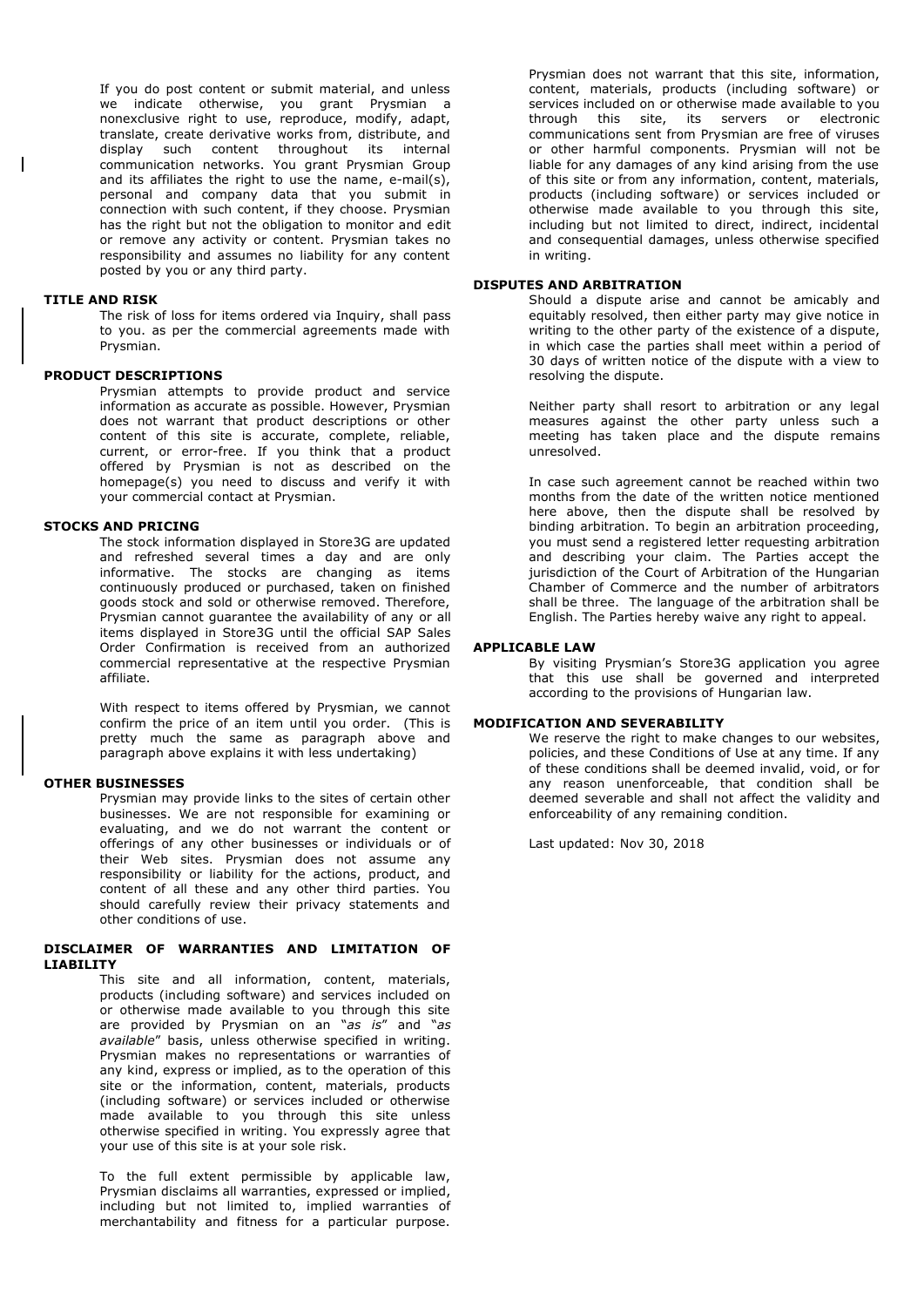If you do post content or submit material, and unless we indicate otherwise, you grant Prysmian a nonexclusive right to use, reproduce, modify, adapt, translate, create derivative works from, distribute, and display such content throughout its internal communication networks. You grant Prysmian Group and its affiliates the right to use the name, e-mail(s), personal and company data that you submit in connection with such content, if they choose. Prysmian has the right but not the obligation to monitor and edit or remove any activity or content. Prysmian takes no responsibility and assumes no liability for any content posted by you or any third party.

**TITLE AND RISK**

The risk of loss for items ordered via Inquiry, shall pass to you. as per the commercial agreements made with Prysmian.

**PRODUCT DESCRIPTIONS**

Prysmian attempts to provide product and service information as accurate as possible. However, Prysmian does not warrant that product descriptions or other content of this site is accurate, complete, reliable, current, or error-free. If you think that a product offered by Prysmian is not as described on the homepage(s) you need to discuss and verify it with your commercial contact at Prysmian.

**STOCKS AND PRICING**

The stock information displayed in Store3G are updated and refreshed several times a day and are only informative. The stocks are changing as items continuously produced or purchased, taken on finished goods stock and sold or otherwise removed. Therefore, Prysmian cannot guarantee the availability of any or all items displayed in Store3G until the official SAP Sales Order Confirmation is received from an authorized commercial representative at the respective Prysmian affiliate.

With respect to items offered by Prysmian, we cannot confirm the price of an item until you order. (This is pretty much the same as paragraph above and paragraph above explains it with less undertaking)

**OTHER BUSINESSES**

Prysmian may provide links to the sites of certain other businesses. We are not responsible for examining or evaluating, and we do not warrant the content or offerings of any other businesses or individuals or of their Web sites. Prysmian does not assume any responsibility or liability for the actions, product, and content of all these and any other third parties. You should carefully review their privacy statements and other conditions of use.

**DISCLAIMER OF WARRANTIES AND LIMITATION OF LIABILITY**

This site and all information, content, materials, products (including software) and services included on or otherwise made available to you through this site are provided by Prysmian on an "*as is*" and "*as available*" basis, unless otherwise specified in writing. Prysmian makes no representations or warranties of any kind, express or implied, as to the operation of this site or the information, content, materials, products (including software) or services included or otherwise made available to you through this site unless otherwise specified in writing. You expressly agree that your use of this site is at your sole risk.

To the full extent permissible by applicable law, Prysmian disclaims all warranties, expressed or implied, including but not limited to, implied warranties of merchantability and fitness for a particular purpose. Prysmian does not warrant that this site, information, content, materials, products (including software) or services included on or otherwise made available to you through this site, its servers or electronic communications sent from Prysmian are free of viruses or other harmful components. Prysmian will not be liable for any damages of any kind arising from the use of this site or from any information, content, materials, products (including software) or services included or otherwise made available to you through this site, including but not limited to direct, indirect, incidental and consequential damages, unless otherwise specified in writing.

**DISPUTES AND ARBITRATION**

Should a dispute arise and cannot be amicably and equitably resolved, then either party may give notice in writing to the other party of the existence of a dispute, in which case the parties shall meet within a period of 30 days of written notice of the dispute with a view to resolving the dispute.

Neither party shall resort to arbitration or any legal measures against the other party unless such a meeting has taken place and the dispute remains unresolved.

In case such agreement cannot be reached within two months from the date of the written notice mentioned here above, then the dispute shall be resolved by binding arbitration. To begin an arbitration proceeding, you must send a registered letter requesting arbitration and describing your claim. The Parties accept the jurisdiction of the Court of Arbitration of the Hungarian Chamber of Commerce and the number of arbitrators shall be three. The language of the arbitration shall be English. The Parties hereby waive any right to appeal.

**APPLICABLE LAW**

By visiting Prysmian's Store3G application you agree that this use shall be governed and interpreted according to the provisions of Hungarian law.

**MODIFICATION AND SEVERABILITY**

We reserve the right to make changes to our websites, policies, and these Conditions of Use at any time. If any of these conditions shall be deemed invalid, void, or for any reason unenforceable, that condition shall be deemed severable and shall not affect the validity and enforceability of any remaining condition.

Last updated: Nov 30, 2018